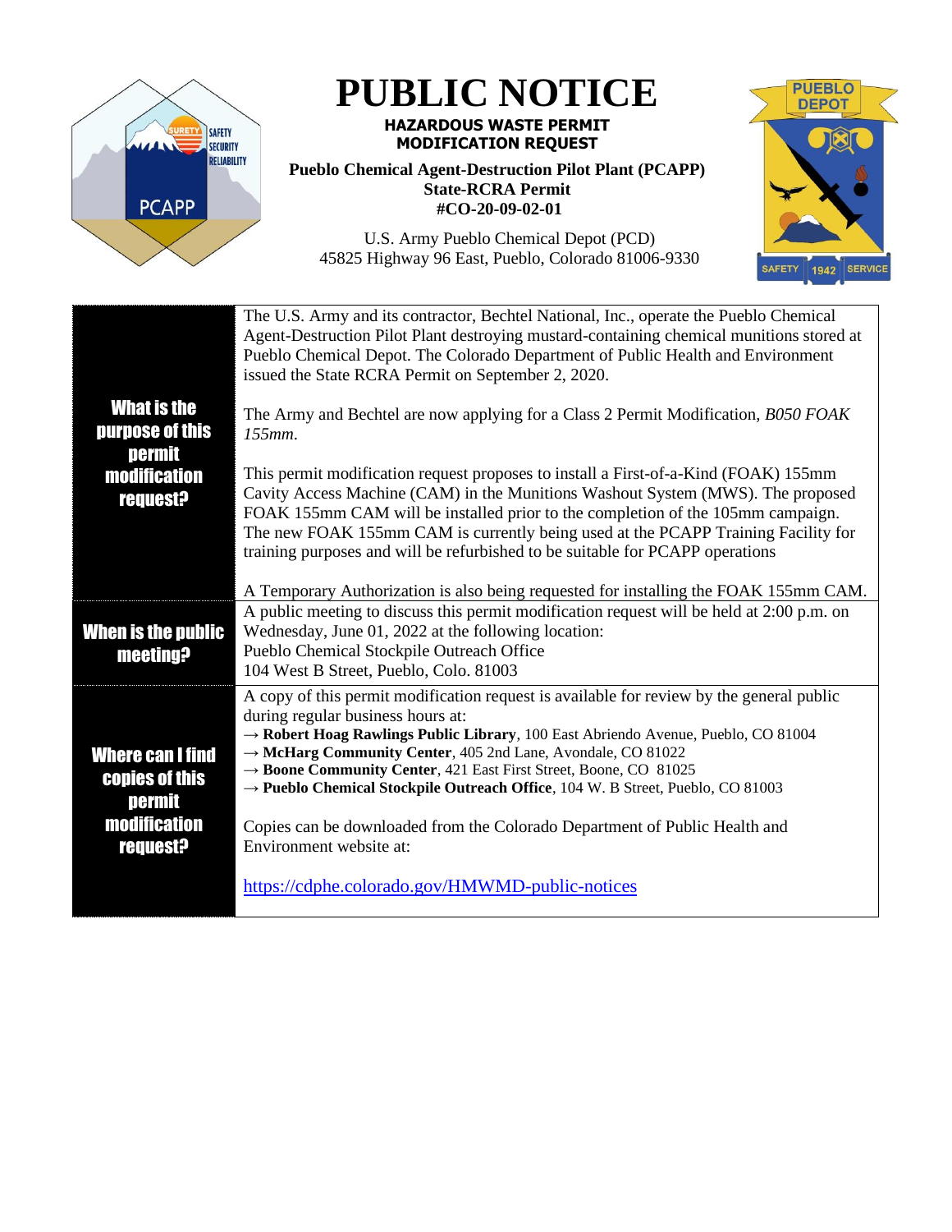# PUBLIC NOTICE

**HAZARDOUS WASTE PERMIT MODIFICATION REQUEST**

**Pueblo Chemical Agent-Destruction Pilot Plant (PCAPP)**
**State-RCRA Permit**
**#CO-20-09-02-01**

U.S. Army Pueblo Chemical Depot (PCD)
45825 Highway 96 East, Pueblo, Colorado 81006-9330

| | |
|---|---|
| **What is the purpose of this permit modification request?** | The U.S. Army and its contractor, Bechtel National, Inc., operate the Pueblo Chemical Agent-Destruction Pilot Plant destroying mustard-containing chemical munitions stored at Pueblo Chemical Depot. The Colorado Department of Public Health and Environment issued the State RCRA Permit on September 2, 2020.<br><br>The Army and Bechtel are now applying for a Class 2 Permit Modification, *B050 FOAK 155mm*.<br><br>This permit modification request proposes to install a First-of-a-Kind (FOAK) 155mm Cavity Access Machine (CAM) in the Munitions Washout System (MWS). The proposed FOAK 155mm CAM will be installed prior to the completion of the 105mm campaign. The new FOAK 155mm CAM is currently being used at the PCAPP Training Facility for training purposes and will be refurbished to be suitable for PCAPP operations<br><br>A Temporary Authorization is also being requested for installing the FOAK 155mm CAM. |
| **When is the public meeting?** | A public meeting to discuss this permit modification request will be held at 2:00 p.m. on Wednesday, June 01, 2022 at the following location:<br>Pueblo Chemical Stockpile Outreach Office<br>104 West B Street, Pueblo, Colo. 81003 |
| **Where can I find copies of this permit modification request?** | A copy of this permit modification request is available for review by the general public during regular business hours at:<br>→ **Robert Hoag Rawlings Public Library**, 100 East Abriendo Avenue, Pueblo, CO 81004<br>→ **McHarg Community Center**, 405 2nd Lane, Avondale, CO 81022<br>→ **Boone Community Center**, 421 East First Street, Boone, CO 81025<br>→ **Pueblo Chemical Stockpile Outreach Office**, 104 W. B Street, Pueblo, CO 81003<br><br>Copies can be downloaded from the Colorado Department of Public Health and Environment website at:<br><br>https://cdphe.colorado.gov/HMWMD-public-notices |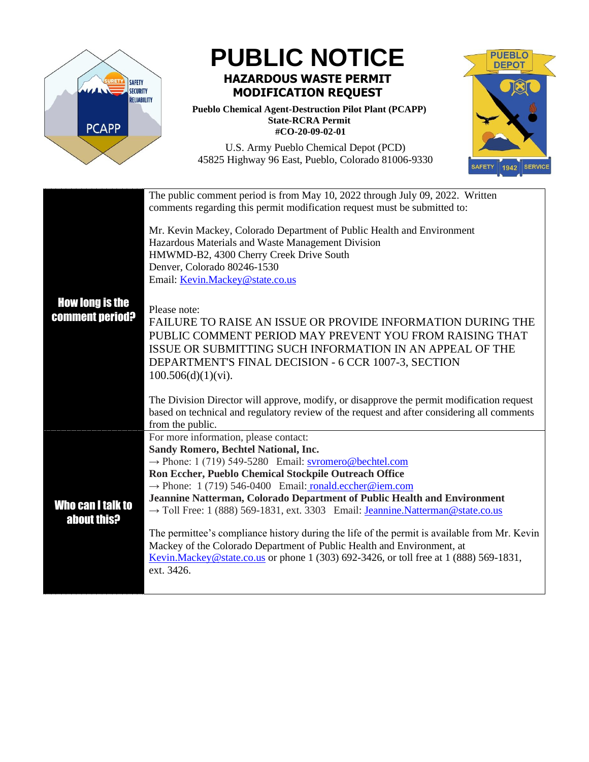# PUBLIC NOTICE

## HAZARDOUS WASTE PERMIT MODIFICATION REQUEST

**Pueblo Chemical Agent-Destruction Pilot Plant (PCAPP)**
**State-RCRA Permit**
**#CO-20-09-02-01**

U.S. Army Pueblo Chemical Depot (PCD)
45825 Highway 96 East, Pueblo, Colorado 81006-9330

### How long is the comment period?

The public comment period is from May 10, 2022 through July 09, 2022. Written comments regarding this permit modification request must be submitted to:

Mr. Kevin Mackey, Colorado Department of Public Health and Environment
Hazardous Materials and Waste Management Division
HMWMD-B2, 4300 Cherry Creek Drive South
Denver, Colorado 80246-1530
Email: Kevin.Mackey@state.co.us

Please note:
FAILURE TO RAISE AN ISSUE OR PROVIDE INFORMATION DURING THE PUBLIC COMMENT PERIOD MAY PREVENT YOU FROM RAISING THAT ISSUE OR SUBMITTING SUCH INFORMATION IN AN APPEAL OF THE DEPARTMENT'S FINAL DECISION - 6 CCR 1007-3, SECTION 100.506(d)(1)(vi).

The Division Director will approve, modify, or disapprove the permit modification request based on technical and regulatory review of the request and after considering all comments from the public.

### Who can I talk to about this?

For more information, please contact:

**Sandy Romero, Bechtel National, Inc.**
→ Phone: 1 (719) 549-5280 Email: svromero@bechtel.com

**Ron Eccher, Pueblo Chemical Stockpile Outreach Office**
→ Phone: 1 (719) 546-0400 Email: ronald.eccher@iem.com

**Jeannine Natterman, Colorado Department of Public Health and Environment**
→ Toll Free: 1 (888) 569-1831, ext. 3303 Email: Jeannine.Natterman@state.co.us

The permittee's compliance history during the life of the permit is available from Mr. Kevin Mackey of the Colorado Department of Public Health and Environment, at Kevin.Mackey@state.co.us or phone 1 (303) 692-3426, or toll free at 1 (888) 569-1831, ext. 3426.